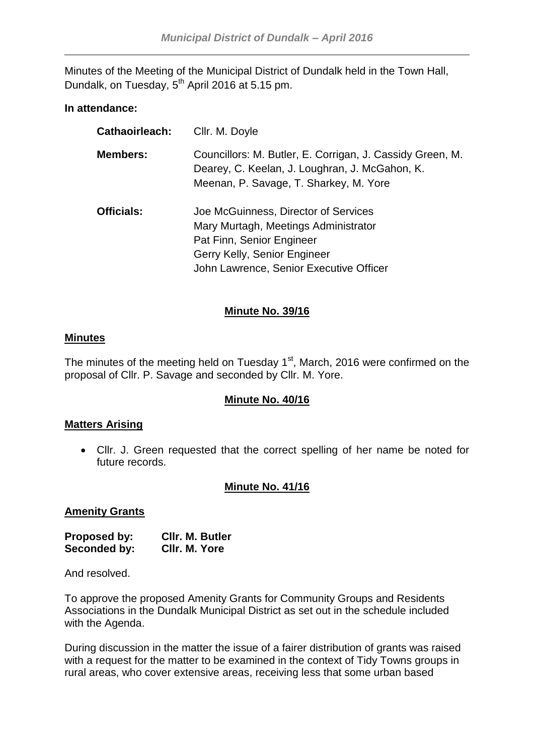Minutes of the Meeting of the Municipal District of Dundalk held in the Town Hall, Dundalk, on Tuesday, 5th April 2016 at 5.15 pm.

**In attendance:**

| | |
|---|---|
| **Cathaoirleach:** | Cllr. M. Doyle |
| **Members:** | Councillors: M. Butler, E. Corrigan, J. Cassidy Green, M. Dearey, C. Keelan, J. Loughran, J. McGahon, K. Meenan, P. Savage, T. Sharkey, M. Yore |
| **Officials:** | Joe McGuinness, Director of Services<br>Mary Murtagh, Meetings Administrator<br>Pat Finn, Senior Engineer<br>Gerry Kelly, Senior Engineer<br>John Lawrence, Senior Executive Officer |

## Minute No. 39/16

### Minutes

The minutes of the meeting held on Tuesday 1st, March, 2016 were confirmed on the proposal of Cllr. P. Savage and seconded by Cllr. M. Yore.

## Minute No. 40/16

### Matters Arising

- Cllr. J. Green requested that the correct spelling of her name be noted for future records.

## Minute No. 41/16

### Amenity Grants

**Proposed by: Cllr. M. Butler**
**Seconded by: Cllr. M. Yore**

And resolved.

To approve the proposed Amenity Grants for Community Groups and Residents Associations in the Dundalk Municipal District as set out in the schedule included with the Agenda.

During discussion in the matter the issue of a fairer distribution of grants was raised with a request for the matter to be examined in the context of Tidy Towns groups in rural areas, who cover extensive areas, receiving less that some urban based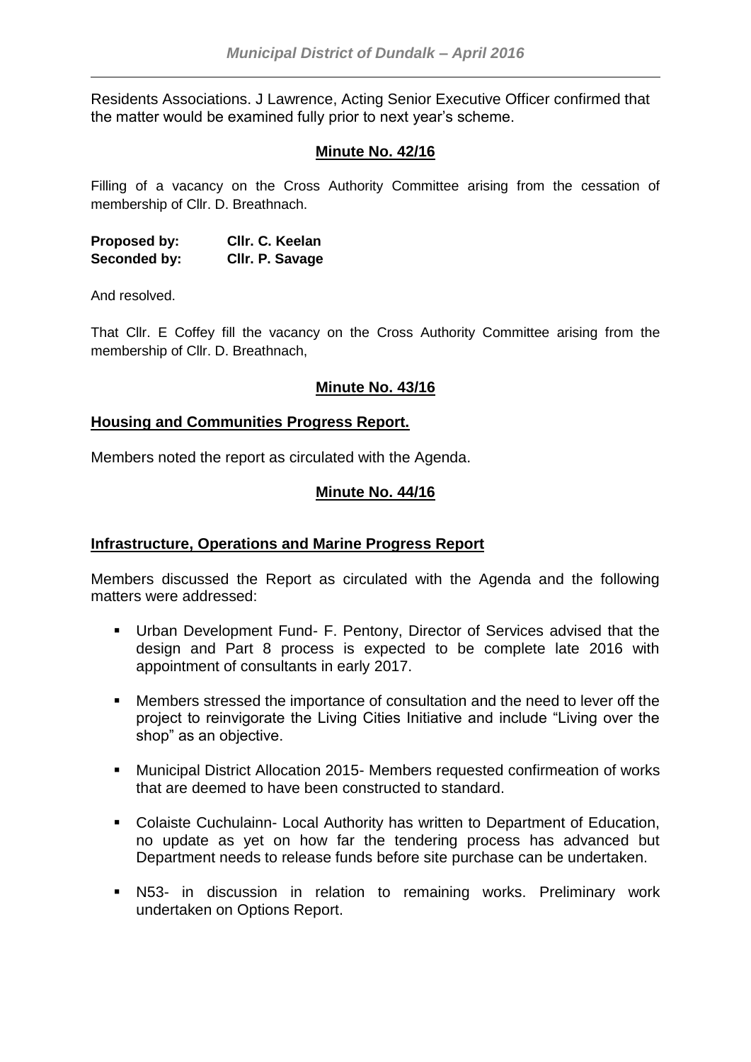Residents Associations. J Lawrence, Acting Senior Executive Officer confirmed that the matter would be examined fully prior to next year's scheme.

**Minute No. 42/16**

Filling of a vacancy on the Cross Authority Committee arising from the cessation of membership of Cllr. D. Breathnach.

**Proposed by:** **Cllr. C. Keelan**
**Seconded by:** **Cllr. P. Savage**

And resolved.

That Cllr. E Coffey fill the vacancy on the Cross Authority Committee arising from the membership of Cllr. D. Breathnach,

**Minute No. 43/16**

**Housing and Communities Progress Report.**

Members noted the report as circulated with the Agenda.

**Minute No. 44/16**

**Infrastructure, Operations and Marine Progress Report**

Members discussed the Report as circulated with the Agenda and the following matters were addressed:

- Urban Development Fund- F. Pentony, Director of Services advised that the design and Part 8 process is expected to be complete late 2016 with appointment of consultants in early 2017.
- Members stressed the importance of consultation and the need to lever off the project to reinvigorate the Living Cities Initiative and include "Living over the shop" as an objective.
- Municipal District Allocation 2015- Members requested confirmeation of works that are deemed to have been constructed to standard.
- Colaiste Cuchulainn- Local Authority has written to Department of Education, no update as yet on how far the tendering process has advanced but Department needs to release funds before site purchase can be undertaken.
- N53- in discussion in relation to remaining works. Preliminary work undertaken on Options Report.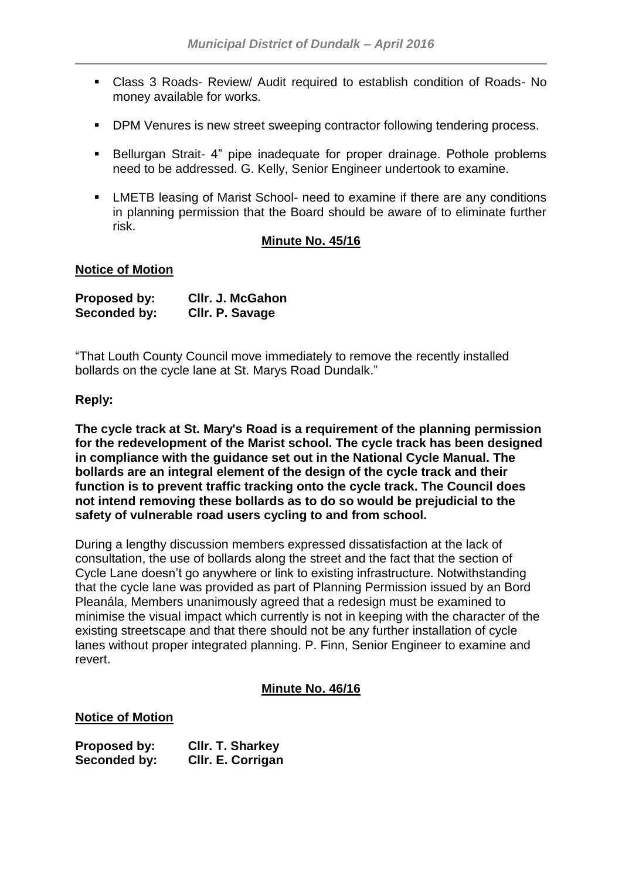- Class 3 Roads- Review/ Audit required to establish condition of Roads- No money available for works.
- DPM Venures is new street sweeping contractor following tendering process.
- Bellurgan Strait- 4" pipe inadequate for proper drainage. Pothole problems need to be addressed. G. Kelly, Senior Engineer undertook to examine.
- LMETB leasing of Marist School- need to examine if there are any conditions in planning permission that the Board should be aware of to eliminate further risk.

**Minute No. 45/16**

**Notice of Motion**

**Proposed by: Cllr. J. McGahon**
**Seconded by: Cllr. P. Savage**

"That Louth County Council move immediately to remove the recently installed bollards on the cycle lane at St. Marys Road Dundalk."

**Reply:**

**The cycle track at St. Mary's Road is a requirement of the planning permission for the redevelopment of the Marist school. The cycle track has been designed in compliance with the guidance set out in the National Cycle Manual. The bollards are an integral element of the design of the cycle track and their function is to prevent traffic tracking onto the cycle track. The Council does not intend removing these bollards as to do so would be prejudicial to the safety of vulnerable road users cycling to and from school.**

During a lengthy discussion members expressed dissatisfaction at the lack of consultation, the use of bollards along the street and the fact that the section of Cycle Lane doesn't go anywhere or link to existing infrastructure. Notwithstanding that the cycle lane was provided as part of Planning Permission issued by an Bord Pleanála, Members unanimously agreed that a redesign must be examined to minimise the visual impact which currently is not in keeping with the character of the existing streetscape and that there should not be any further installation of cycle lanes without proper integrated planning. P. Finn, Senior Engineer to examine and revert.

**Minute No. 46/16**

**Notice of Motion**

**Proposed by: Cllr. T. Sharkey**
**Seconded by: Cllr. E. Corrigan**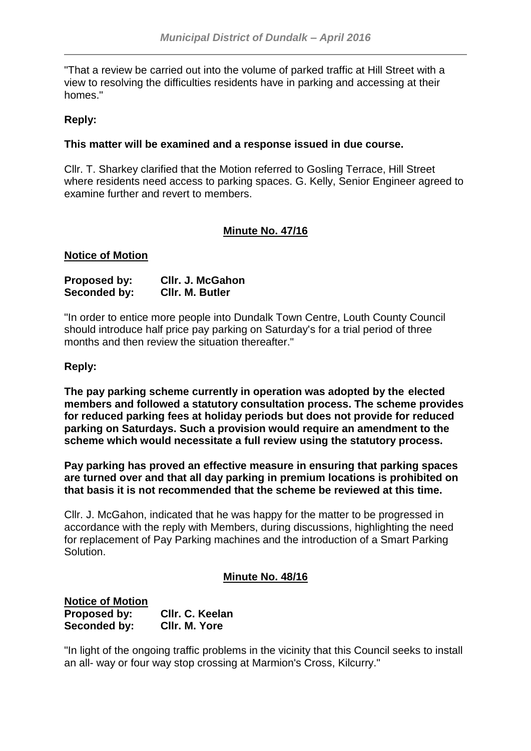"That a review be carried out into the volume of parked traffic at Hill Street with a view to resolving the difficulties residents have in parking and accessing at their homes."

**Reply:**

**This matter will be examined and a response issued in due course.**

Cllr. T. Sharkey clarified that the Motion referred to Gosling Terrace, Hill Street where residents need access to parking spaces. G. Kelly, Senior Engineer agreed to examine further and revert to members.

## Minute No. 47/16

**Notice of Motion**

**Proposed by:** **Cllr. J. McGahon**
**Seconded by:** **Cllr. M. Butler**

"In order to entice more people into Dundalk Town Centre, Louth County Council should introduce half price pay parking on Saturday's for a trial period of three months and then review the situation thereafter."

**Reply:**

**The pay parking scheme currently in operation was adopted by the elected members and followed a statutory consultation process. The scheme provides for reduced parking fees at holiday periods but does not provide for reduced parking on Saturdays. Such a provision would require an amendment to the scheme which would necessitate a full review using the statutory process.**

**Pay parking has proved an effective measure in ensuring that parking spaces are turned over and that all day parking in premium locations is prohibited on that basis it is not recommended that the scheme be reviewed at this time.**

Cllr. J. McGahon, indicated that he was happy for the matter to be progressed in accordance with the reply with Members, during discussions, highlighting the need for replacement of Pay Parking machines and the introduction of a Smart Parking Solution.

## Minute No. 48/16

**Notice of Motion**
**Proposed by:** **Cllr. C. Keelan**
**Seconded by:** **Cllr. M. Yore**

"In light of the ongoing traffic problems in the vicinity that this Council seeks to install an all- way or four way stop crossing at Marmion's Cross, Kilcurry."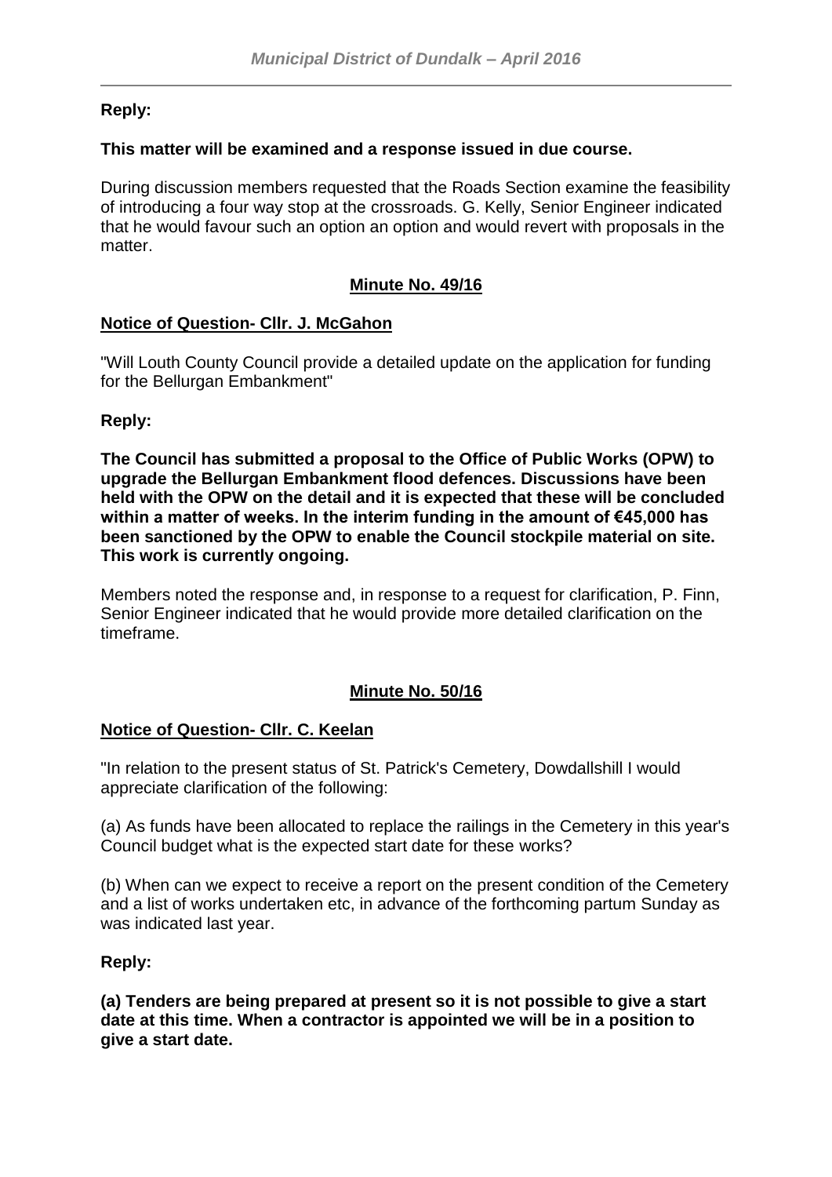**Reply:**

**This matter will be examined and a response issued in due course.**

During discussion members requested that the Roads Section examine the feasibility of introducing a four way stop at the crossroads. G. Kelly, Senior Engineer indicated that he would favour such an option an option and would revert with proposals in the matter.

**Minute No. 49/16**

**Notice of Question- Cllr. J. McGahon**

"Will Louth County Council provide a detailed update on the application for funding for the Bellurgan Embankment"

**Reply:**

**The Council has submitted a proposal to the Office of Public Works (OPW) to upgrade the Bellurgan Embankment flood defences. Discussions have been held with the OPW on the detail and it is expected that these will be concluded within a matter of weeks. In the interim funding in the amount of €45,000 has been sanctioned by the OPW to enable the Council stockpile material on site. This work is currently ongoing.**

Members noted the response and, in response to a request for clarification, P. Finn, Senior Engineer indicated that he would provide more detailed clarification on the timeframe.

**Minute No. 50/16**

**Notice of Question- Cllr. C. Keelan**

"In relation to the present status of St. Patrick's Cemetery, Dowdallshill I would appreciate clarification of the following:

(a) As funds have been allocated to replace the railings in the Cemetery in this year's Council budget what is the expected start date for these works?

(b) When can we expect to receive a report on the present condition of the Cemetery and a list of works undertaken etc, in advance of the forthcoming partum Sunday as was indicated last year.

**Reply:**

**(a) Tenders are being prepared at present so it is not possible to give a start date at this time. When a contractor is appointed we will be in a position to give a start date.**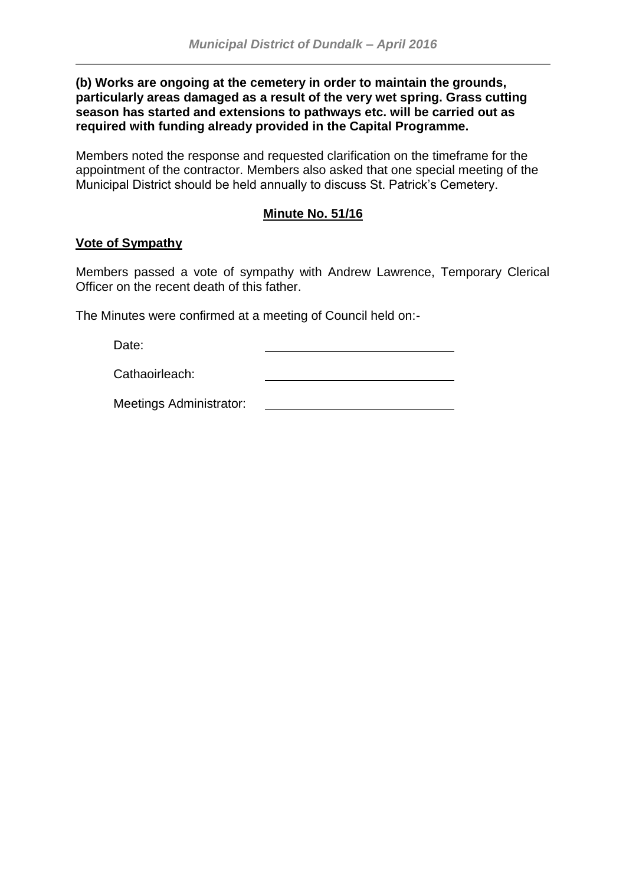**(b) Works are ongoing at the cemetery in order to maintain the grounds, particularly areas damaged as a result of the very wet spring. Grass cutting season has started and extensions to pathways etc. will be carried out as required with funding already provided in the Capital Programme.**

Members noted the response and requested clarification on the timeframe for the appointment of the contractor. Members also asked that one special meeting of the Municipal District should be held annually to discuss St. Patrick's Cemetery.

**Minute No. 51/16**

**Vote of Sympathy**

Members passed a vote of sympathy with Andrew Lawrence, Temporary Clerical Officer on the recent death of this father.

The Minutes were confirmed at a meeting of Council held on:-

Date: ______________________

Cathaoirleach: ______________________

Meetings Administrator: ______________________